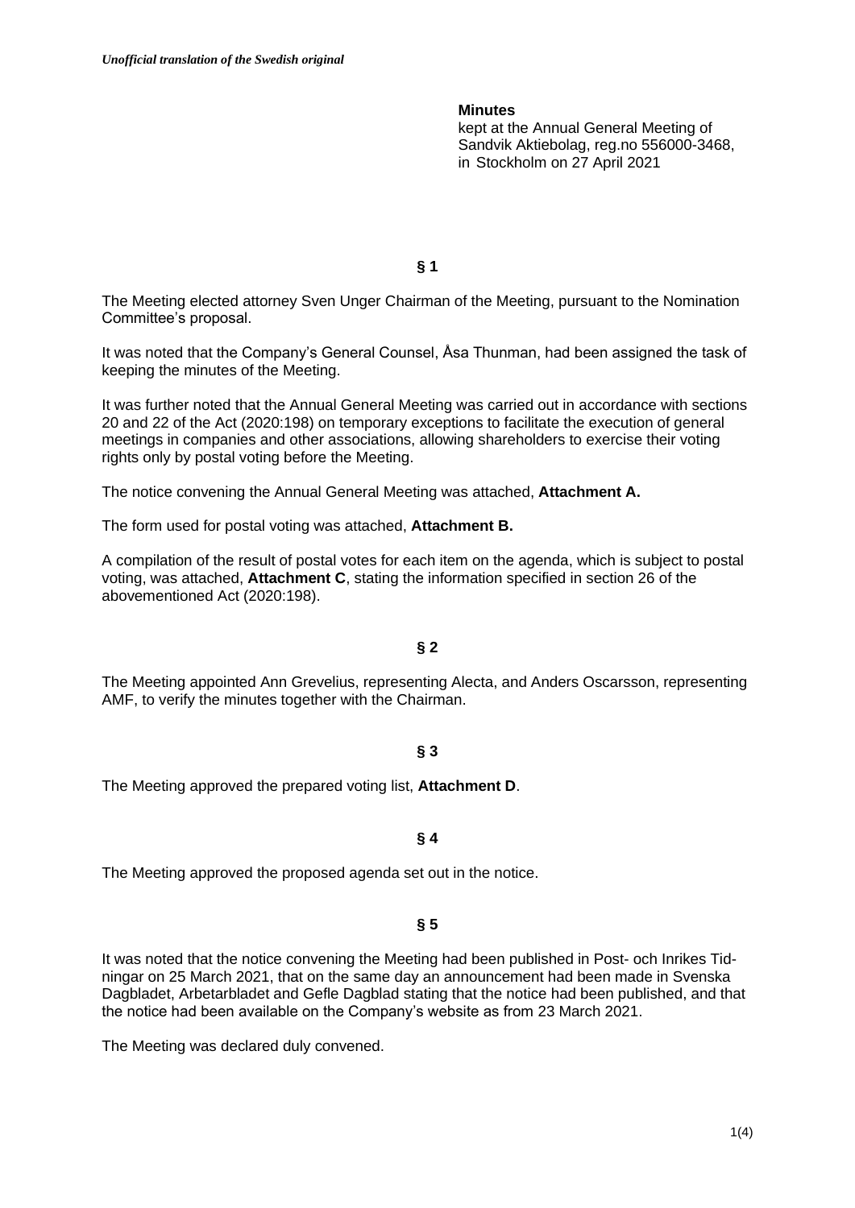*Unofficial translation of the Swedish original*

**Minutes**
kept at the Annual General Meeting of Sandvik Aktiebolag, reg.no 556000-3468, in Stockholm on 27 April 2021

**§ 1**

The Meeting elected attorney Sven Unger Chairman of the Meeting, pursuant to the Nomination Committee's proposal.

It was noted that the Company's General Counsel, Åsa Thunman, had been assigned the task of keeping the minutes of the Meeting.

It was further noted that the Annual General Meeting was carried out in accordance with sections 20 and 22 of the Act (2020:198) on temporary exceptions to facilitate the execution of general meetings in companies and other associations, allowing shareholders to exercise their voting rights only by postal voting before the Meeting.

The notice convening the Annual General Meeting was attached, **Attachment A.**

The form used for postal voting was attached, **Attachment B.**

A compilation of the result of postal votes for each item on the agenda, which is subject to postal voting, was attached, **Attachment C**, stating the information specified in section 26 of the abovementioned Act (2020:198).

**§ 2**

The Meeting appointed Ann Grevelius, representing Alecta, and Anders Oscarsson, representing AMF, to verify the minutes together with the Chairman.

**§ 3**

The Meeting approved the prepared voting list, **Attachment D**.

**§ 4**

The Meeting approved the proposed agenda set out in the notice.

**§ 5**

It was noted that the notice convening the Meeting had been published in Post- och Inrikes Tidningar on 25 March 2021, that on the same day an announcement had been made in Svenska Dagbladet, Arbetarbladet and Gefle Dagblad stating that the notice had been published, and that the notice had been available on the Company's website as from 23 March 2021.

The Meeting was declared duly convened.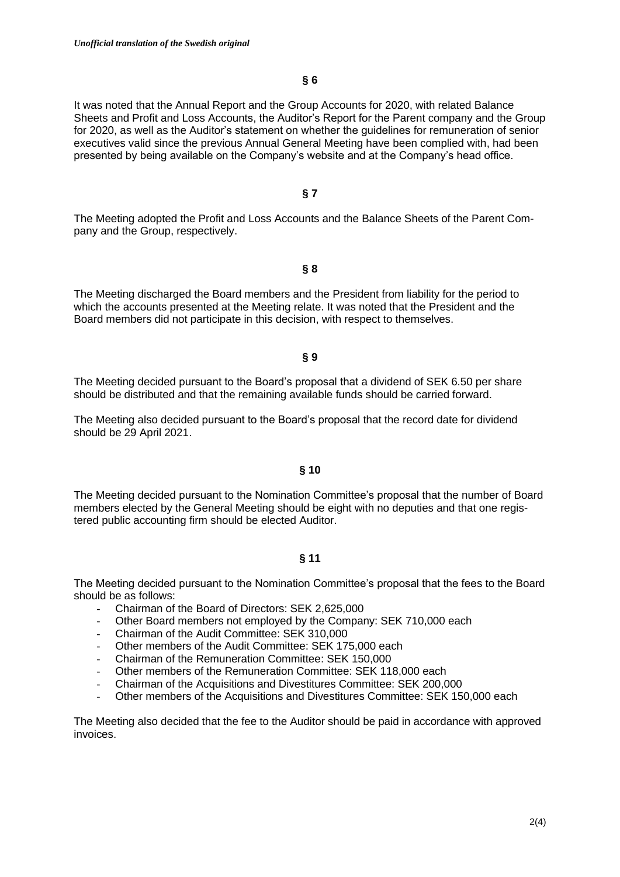*Unofficial translation of the Swedish original*

**§ 6**

It was noted that the Annual Report and the Group Accounts for 2020, with related Balance Sheets and Profit and Loss Accounts, the Auditor's Report for the Parent company and the Group for 2020, as well as the Auditor's statement on whether the guidelines for remuneration of senior executives valid since the previous Annual General Meeting have been complied with, had been presented by being available on the Company's website and at the Company's head office.

**§ 7**

The Meeting adopted the Profit and Loss Accounts and the Balance Sheets of the Parent Company and the Group, respectively.

**§ 8**

The Meeting discharged the Board members and the President from liability for the period to which the accounts presented at the Meeting relate. It was noted that the President and the Board members did not participate in this decision, with respect to themselves.

**§ 9**

The Meeting decided pursuant to the Board's proposal that a dividend of SEK 6.50 per share should be distributed and that the remaining available funds should be carried forward.

The Meeting also decided pursuant to the Board's proposal that the record date for dividend should be 29 April 2021.

**§ 10**

The Meeting decided pursuant to the Nomination Committee's proposal that the number of Board members elected by the General Meeting should be eight with no deputies and that one registered public accounting firm should be elected Auditor.

**§ 11**

The Meeting decided pursuant to the Nomination Committee's proposal that the fees to the Board should be as follows:

- Chairman of the Board of Directors: SEK 2,625,000
- Other Board members not employed by the Company: SEK 710,000 each
- Chairman of the Audit Committee: SEK 310,000
- Other members of the Audit Committee: SEK 175,000 each
- Chairman of the Remuneration Committee: SEK 150,000
- Other members of the Remuneration Committee: SEK 118,000 each
- Chairman of the Acquisitions and Divestitures Committee: SEK 200,000
- Other members of the Acquisitions and Divestitures Committee: SEK 150,000 each

The Meeting also decided that the fee to the Auditor should be paid in accordance with approved invoices.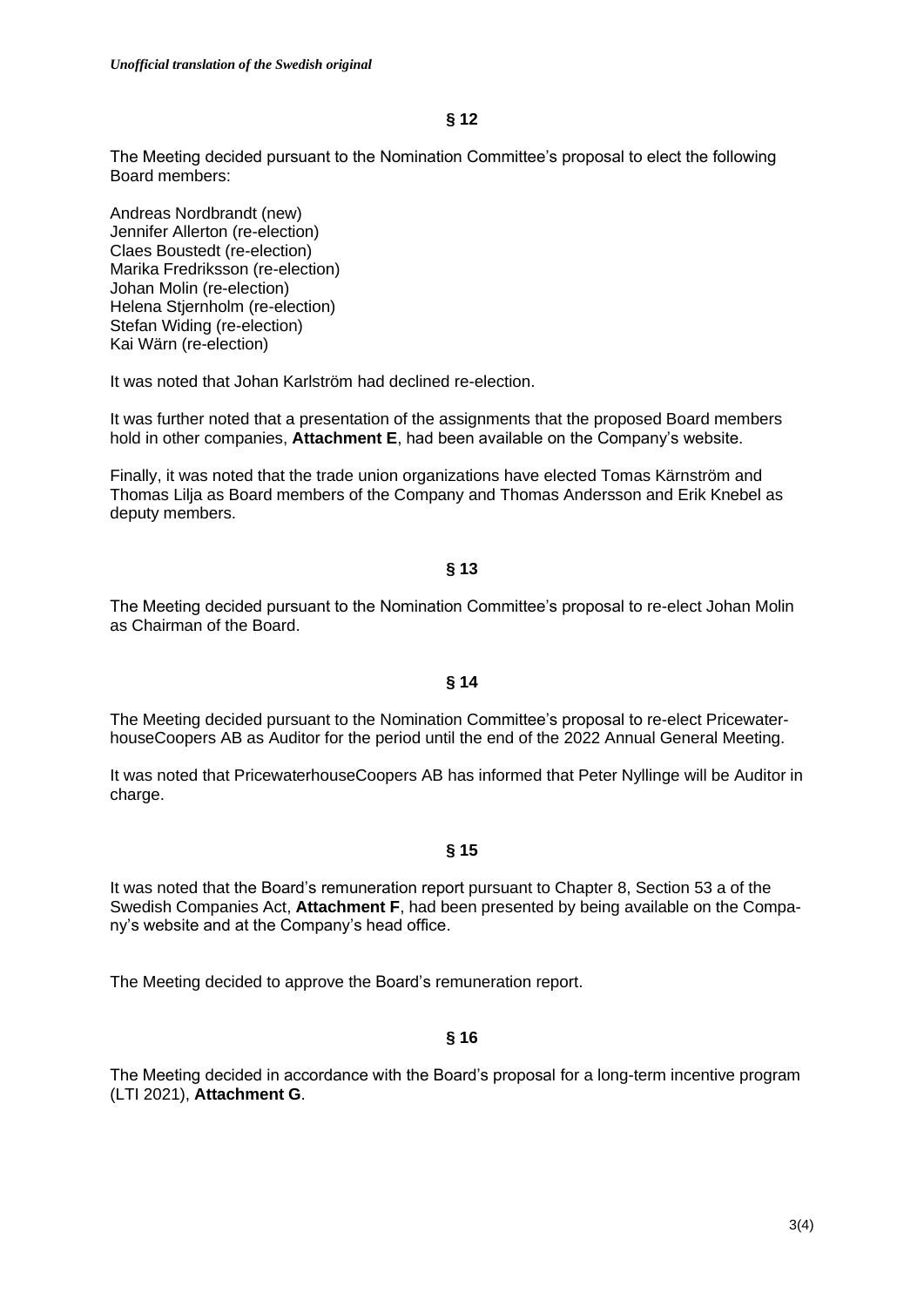*Unofficial translation of the Swedish original*

## § 12

The Meeting decided pursuant to the Nomination Committee's proposal to elect the following Board members:

Andreas Nordbrandt (new)
Jennifer Allerton (re-election)
Claes Boustedt (re-election)
Marika Fredriksson (re-election)
Johan Molin (re-election)
Helena Stjernholm (re-election)
Stefan Widing (re-election)
Kai Wärn (re-election)

It was noted that Johan Karlström had declined re-election.

It was further noted that a presentation of the assignments that the proposed Board members hold in other companies, **Attachment E**, had been available on the Company's website.

Finally, it was noted that the trade union organizations have elected Tomas Kärnström and Thomas Lilja as Board members of the Company and Thomas Andersson and Erik Knebel as deputy members.

## § 13

The Meeting decided pursuant to the Nomination Committee's proposal to re-elect Johan Molin as Chairman of the Board.

## § 14

The Meeting decided pursuant to the Nomination Committee's proposal to re-elect PricewaterhouseCoopers AB as Auditor for the period until the end of the 2022 Annual General Meeting.

It was noted that PricewaterhouseCoopers AB has informed that Peter Nyllinge will be Auditor in charge.

## § 15

It was noted that the Board's remuneration report pursuant to Chapter 8, Section 53 a of the Swedish Companies Act, **Attachment F**, had been presented by being available on the Company's website and at the Company's head office.

The Meeting decided to approve the Board's remuneration report.

## § 16

The Meeting decided in accordance with the Board's proposal for a long-term incentive program (LTI 2021), **Attachment G**.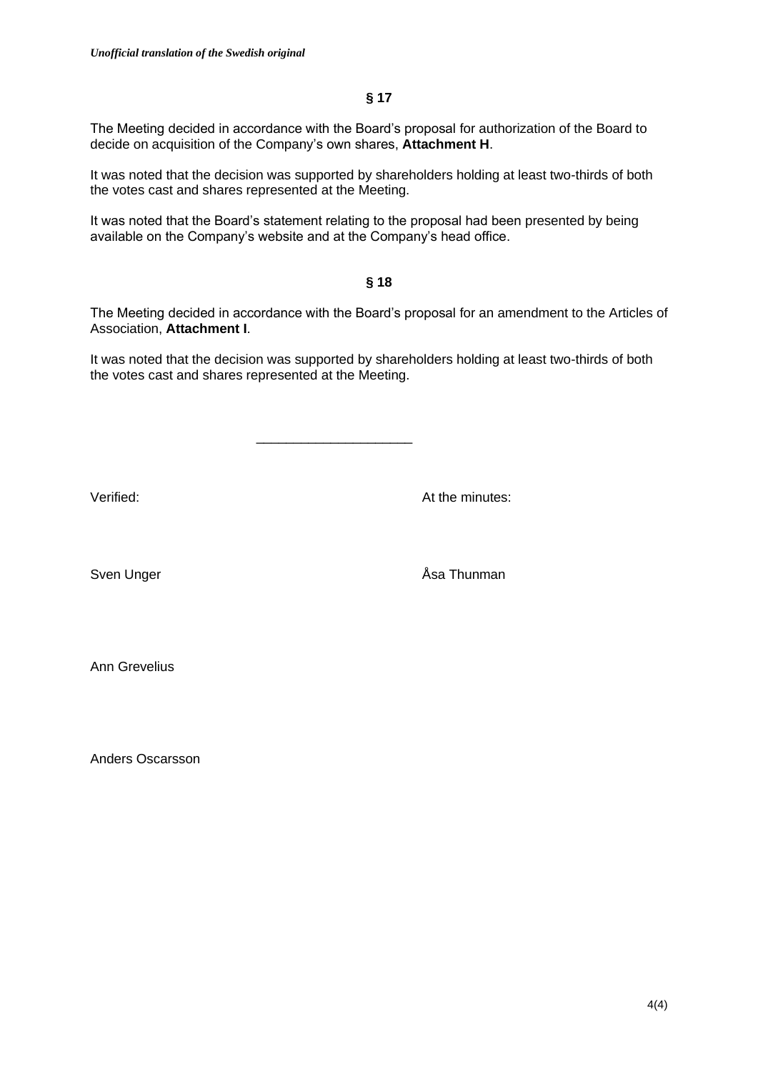*Unofficial translation of the Swedish original*

**§ 17**

The Meeting decided in accordance with the Board's proposal for authorization of the Board to decide on acquisition of the Company's own shares, **Attachment H**.

It was noted that the decision was supported by shareholders holding at least two-thirds of both the votes cast and shares represented at the Meeting.

It was noted that the Board's statement relating to the proposal had been presented by being available on the Company's website and at the Company's head office.

**§ 18**

The Meeting decided in accordance with the Board's proposal for an amendment to the Articles of Association, **Attachment I**.

It was noted that the decision was supported by shareholders holding at least two-thirds of both the votes cast and shares represented at the Meeting.

\_\_\_\_\_\_\_\_\_\_\_\_\_\_\_\_\_\_\_\_

Verified:

Sven Unger

Ann Grevelius

Anders Oscarsson

At the minutes:

Åsa Thunman